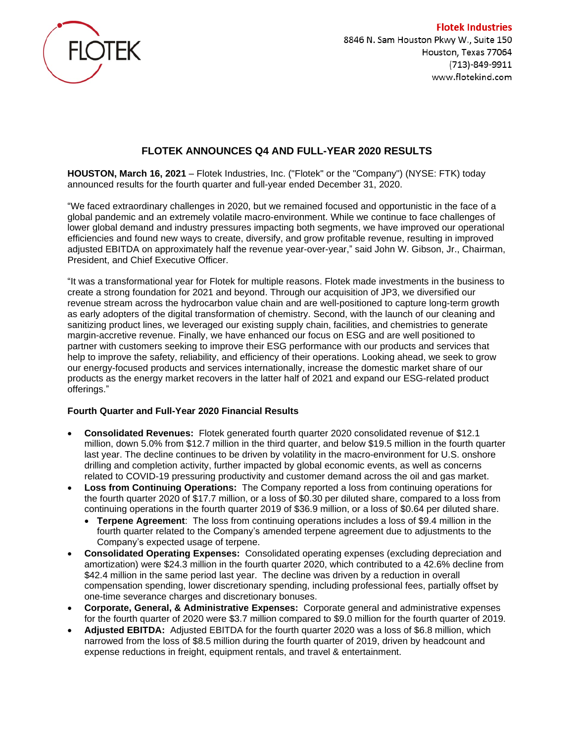**Flotek Industries**
8846 N. Sam Houston Pkwy W., Suite 150
Houston, Texas 77064
(713)-849-9911
www.flotekind.com

# FLOTEK ANNOUNCES Q4 AND FULL-YEAR 2020 RESULTS

**HOUSTON, March 16, 2021** – Flotek Industries, Inc. ("Flotek" or the "Company") (NYSE: FTK) today announced results for the fourth quarter and full-year ended December 31, 2020.

"We faced extraordinary challenges in 2020, but we remained focused and opportunistic in the face of a global pandemic and an extremely volatile macro-environment. While we continue to face challenges of lower global demand and industry pressures impacting both segments, we have improved our operational efficiencies and found new ways to create, diversify, and grow profitable revenue, resulting in improved adjusted EBITDA on approximately half the revenue year-over-year," said John W. Gibson, Jr., Chairman, President, and Chief Executive Officer.

"It was a transformational year for Flotek for multiple reasons. Flotek made investments in the business to create a strong foundation for 2021 and beyond. Through our acquisition of JP3, we diversified our revenue stream across the hydrocarbon value chain and are well-positioned to capture long-term growth as early adopters of the digital transformation of chemistry. Second, with the launch of our cleaning and sanitizing product lines, we leveraged our existing supply chain, facilities, and chemistries to generate margin-accretive revenue. Finally, we have enhanced our focus on ESG and are well positioned to partner with customers seeking to improve their ESG performance with our products and services that help to improve the safety, reliability, and efficiency of their operations. Looking ahead, we seek to grow our energy-focused products and services internationally, increase the domestic market share of our products as the energy market recovers in the latter half of 2021 and expand our ESG-related product offerings."

**Fourth Quarter and Full-Year 2020 Financial Results**

- **Consolidated Revenues:** Flotek generated fourth quarter 2020 consolidated revenue of $12.1 million, down 5.0% from $12.7 million in the third quarter, and below $19.5 million in the fourth quarter last year. The decline continues to be driven by volatility in the macro-environment for U.S. onshore drilling and completion activity, further impacted by global economic events, as well as concerns related to COVID-19 pressuring productivity and customer demand across the oil and gas market.
- **Loss from Continuing Operations:** The Company reported a loss from continuing operations for the fourth quarter 2020 of $17.7 million, or a loss of $0.30 per diluted share, compared to a loss from continuing operations in the fourth quarter 2019 of $36.9 million, or a loss of $0.64 per diluted share.
  - **Terpene Agreement**: The loss from continuing operations includes a loss of $9.4 million in the fourth quarter related to the Company's amended terpene agreement due to adjustments to the Company's expected usage of terpene.
- **Consolidated Operating Expenses:** Consolidated operating expenses (excluding depreciation and amortization) were $24.3 million in the fourth quarter 2020, which contributed to a 42.6% decline from $42.4 million in the same period last year. The decline was driven by a reduction in overall compensation spending, lower discretionary spending, including professional fees, partially offset by one-time severance charges and discretionary bonuses.
- **Corporate, General, & Administrative Expenses:** Corporate general and administrative expenses for the fourth quarter of 2020 were $3.7 million compared to $9.0 million for the fourth quarter of 2019.
- **Adjusted EBITDA:** Adjusted EBITDA for the fourth quarter 2020 was a loss of $6.8 million, which narrowed from the loss of $8.5 million during the fourth quarter of 2019, driven by headcount and expense reductions in freight, equipment rentals, and travel & entertainment.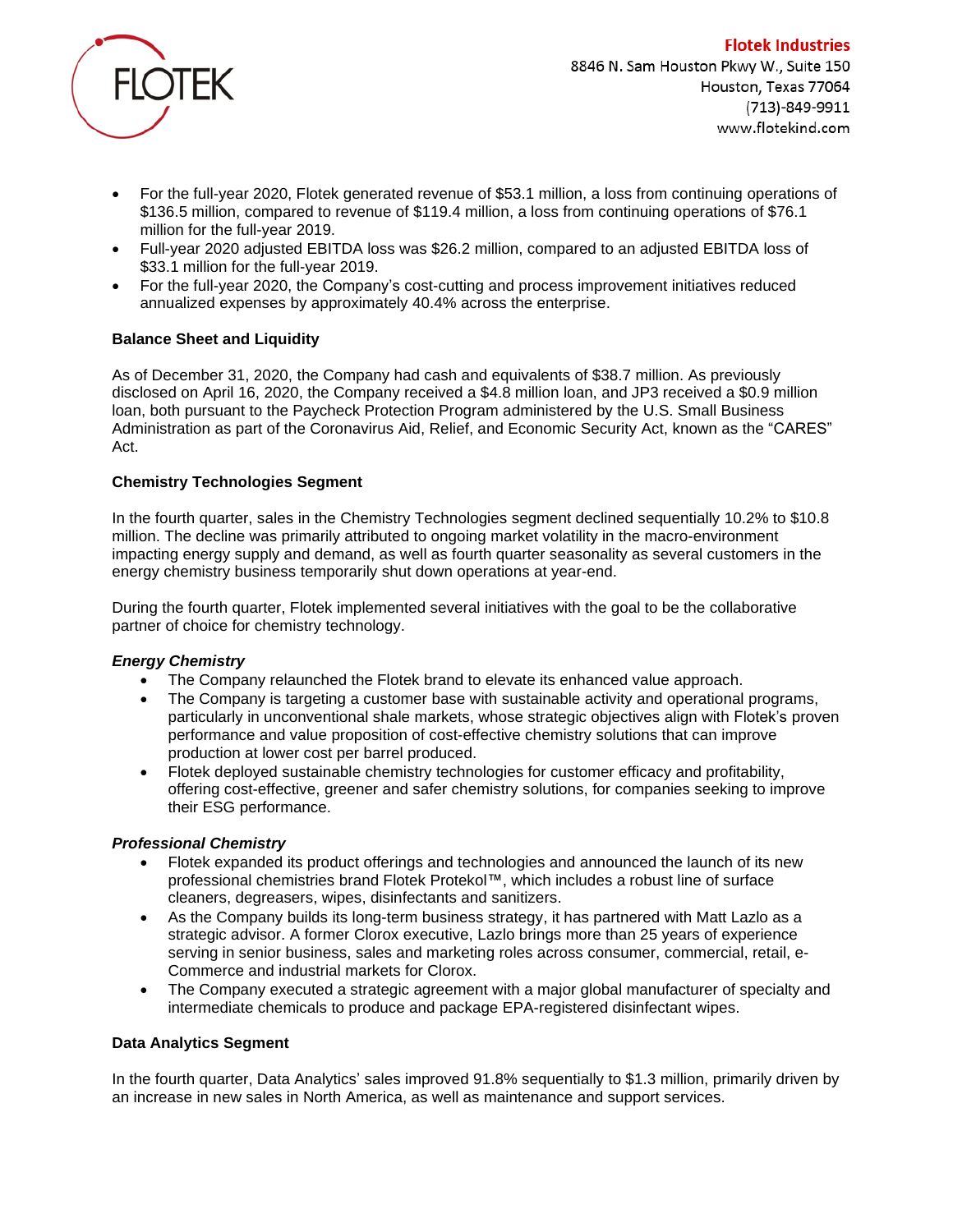- For the full-year 2020, Flotek generated revenue of $53.1 million, a loss from continuing operations of $136.5 million, compared to revenue of $119.4 million, a loss from continuing operations of $76.1 million for the full-year 2019.
- Full-year 2020 adjusted EBITDA loss was $26.2 million, compared to an adjusted EBITDA loss of $33.1 million for the full-year 2019.
- For the full-year 2020, the Company's cost-cutting and process improvement initiatives reduced annualized expenses by approximately 40.4% across the enterprise.

**Balance Sheet and Liquidity**

As of December 31, 2020, the Company had cash and equivalents of $38.7 million. As previously disclosed on April 16, 2020, the Company received a $4.8 million loan, and JP3 received a $0.9 million loan, both pursuant to the Paycheck Protection Program administered by the U.S. Small Business Administration as part of the Coronavirus Aid, Relief, and Economic Security Act, known as the "CARES" Act.

**Chemistry Technologies Segment**

In the fourth quarter, sales in the Chemistry Technologies segment declined sequentially 10.2% to $10.8 million. The decline was primarily attributed to ongoing market volatility in the macro-environment impacting energy supply and demand, as well as fourth quarter seasonality as several customers in the energy chemistry business temporarily shut down operations at year-end.

During the fourth quarter, Flotek implemented several initiatives with the goal to be the collaborative partner of choice for chemistry technology.

***Energy Chemistry***

- The Company relaunched the Flotek brand to elevate its enhanced value approach.
- The Company is targeting a customer base with sustainable activity and operational programs, particularly in unconventional shale markets, whose strategic objectives align with Flotek's proven performance and value proposition of cost-effective chemistry solutions that can improve production at lower cost per barrel produced.
- Flotek deployed sustainable chemistry technologies for customer efficacy and profitability, offering cost-effective, greener and safer chemistry solutions, for companies seeking to improve their ESG performance.

***Professional Chemistry***

- Flotek expanded its product offerings and technologies and announced the launch of its new professional chemistries brand Flotek Protekol™, which includes a robust line of surface cleaners, degreasers, wipes, disinfectants and sanitizers.
- As the Company builds its long-term business strategy, it has partnered with Matt Lazlo as a strategic advisor. A former Clorox executive, Lazlo brings more than 25 years of experience serving in senior business, sales and marketing roles across consumer, commercial, retail, e-Commerce and industrial markets for Clorox.
- The Company executed a strategic agreement with a major global manufacturer of specialty and intermediate chemicals to produce and package EPA-registered disinfectant wipes.

**Data Analytics Segment**

In the fourth quarter, Data Analytics' sales improved 91.8% sequentially to $1.3 million, primarily driven by an increase in new sales in North America, as well as maintenance and support services.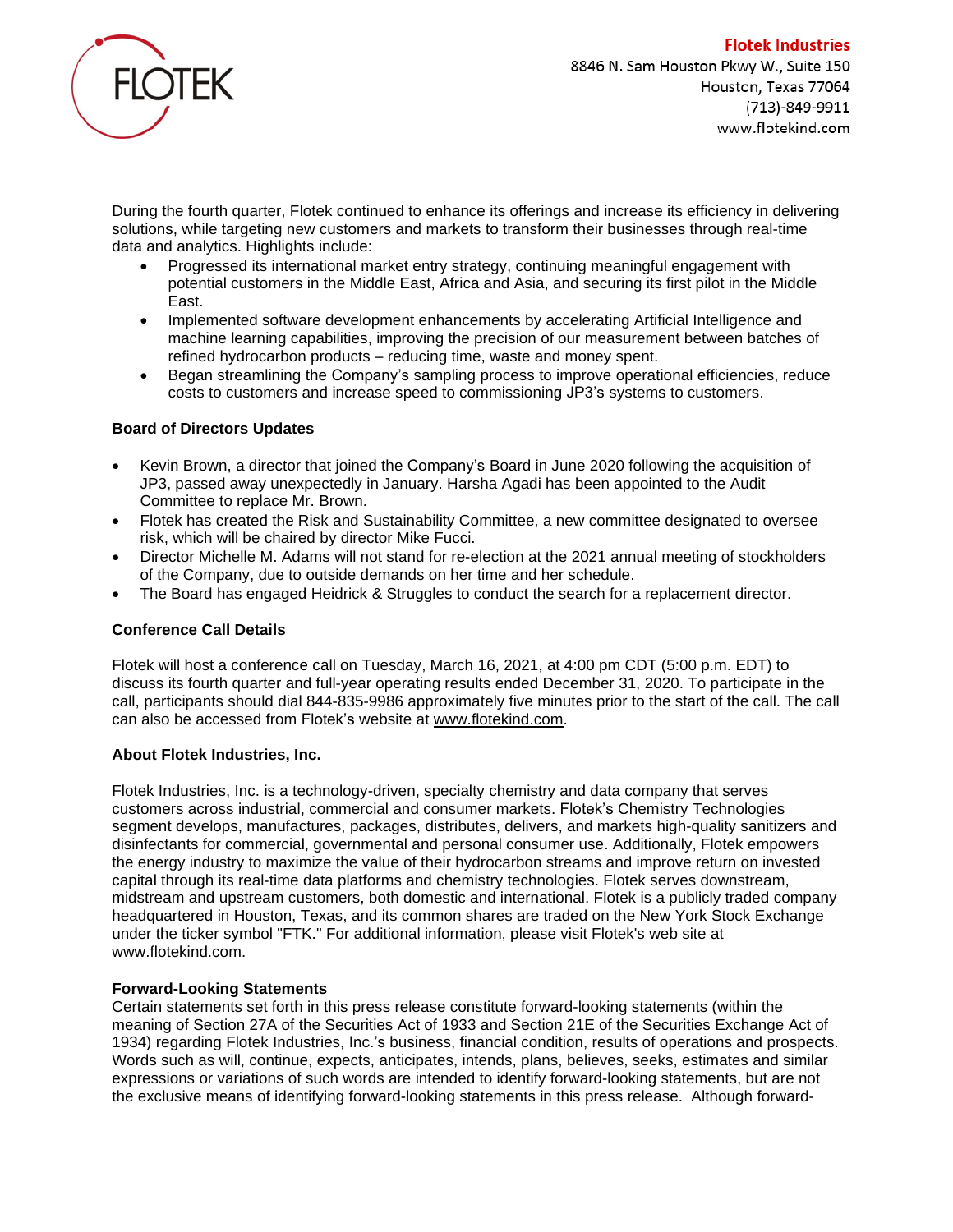During the fourth quarter, Flotek continued to enhance its offerings and increase its efficiency in delivering solutions, while targeting new customers and markets to transform their businesses through real-time data and analytics. Highlights include:

- Progressed its international market entry strategy, continuing meaningful engagement with potential customers in the Middle East, Africa and Asia, and securing its first pilot in the Middle East.
- Implemented software development enhancements by accelerating Artificial Intelligence and machine learning capabilities, improving the precision of our measurement between batches of refined hydrocarbon products – reducing time, waste and money spent.
- Began streamlining the Company's sampling process to improve operational efficiencies, reduce costs to customers and increase speed to commissioning JP3's systems to customers.

**Board of Directors Updates**

- Kevin Brown, a director that joined the Company's Board in June 2020 following the acquisition of JP3, passed away unexpectedly in January. Harsha Agadi has been appointed to the Audit Committee to replace Mr. Brown.
- Flotek has created the Risk and Sustainability Committee, a new committee designated to oversee risk, which will be chaired by director Mike Fucci.
- Director Michelle M. Adams will not stand for re-election at the 2021 annual meeting of stockholders of the Company, due to outside demands on her time and her schedule.
- The Board has engaged Heidrick & Struggles to conduct the search for a replacement director.

**Conference Call Details**

Flotek will host a conference call on Tuesday, March 16, 2021, at 4:00 pm CDT (5:00 p.m. EDT) to discuss its fourth quarter and full-year operating results ended December 31, 2020. To participate in the call, participants should dial 844-835-9986 approximately five minutes prior to the start of the call. The call can also be accessed from Flotek's website at www.flotekind.com.

**About Flotek Industries, Inc.**

Flotek Industries, Inc. is a technology-driven, specialty chemistry and data company that serves customers across industrial, commercial and consumer markets. Flotek's Chemistry Technologies segment develops, manufactures, packages, distributes, delivers, and markets high-quality sanitizers and disinfectants for commercial, governmental and personal consumer use. Additionally, Flotek empowers the energy industry to maximize the value of their hydrocarbon streams and improve return on invested capital through its real-time data platforms and chemistry technologies. Flotek serves downstream, midstream and upstream customers, both domestic and international. Flotek is a publicly traded company headquartered in Houston, Texas, and its common shares are traded on the New York Stock Exchange under the ticker symbol "FTK." For additional information, please visit Flotek's web site at www.flotekind.com.

**Forward-Looking Statements**

Certain statements set forth in this press release constitute forward-looking statements (within the meaning of Section 27A of the Securities Act of 1933 and Section 21E of the Securities Exchange Act of 1934) regarding Flotek Industries, Inc.'s business, financial condition, results of operations and prospects. Words such as will, continue, expects, anticipates, intends, plans, believes, seeks, estimates and similar expressions or variations of such words are intended to identify forward-looking statements, but are not the exclusive means of identifying forward-looking statements in this press release. Although forward-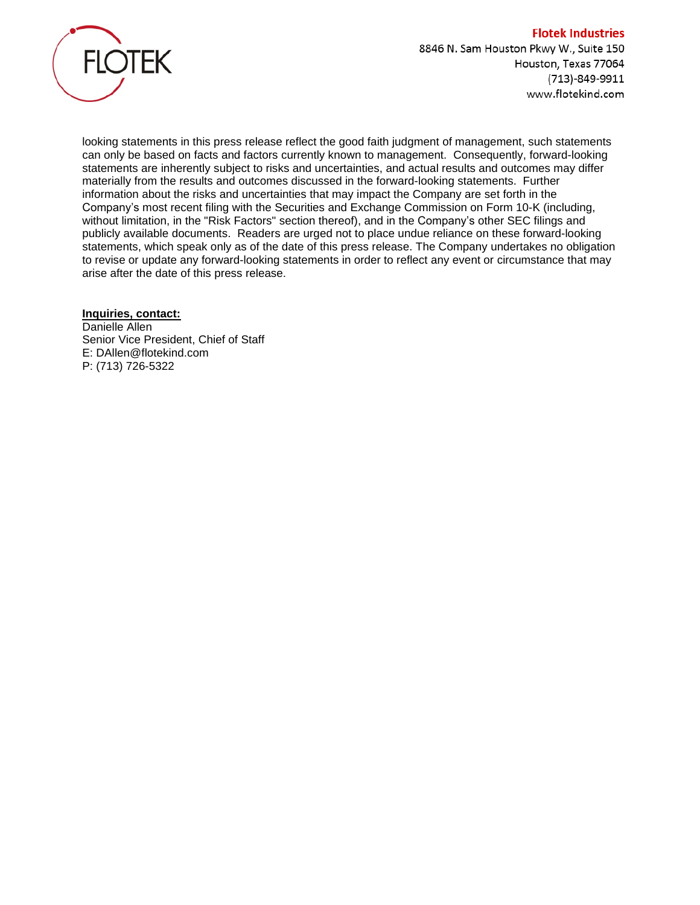looking statements in this press release reflect the good faith judgment of management, such statements can only be based on facts and factors currently known to management. Consequently, forward-looking statements are inherently subject to risks and uncertainties, and actual results and outcomes may differ materially from the results and outcomes discussed in the forward-looking statements. Further information about the risks and uncertainties that may impact the Company are set forth in the Company's most recent filing with the Securities and Exchange Commission on Form 10-K (including, without limitation, in the "Risk Factors" section thereof), and in the Company's other SEC filings and publicly available documents. Readers are urged not to place undue reliance on these forward-looking statements, which speak only as of the date of this press release. The Company undertakes no obligation to revise or update any forward-looking statements in order to reflect any event or circumstance that may arise after the date of this press release.

**Inquiries, contact:**
Danielle Allen
Senior Vice President, Chief of Staff
E: DAllen@flotekind.com
P: (713) 726-5322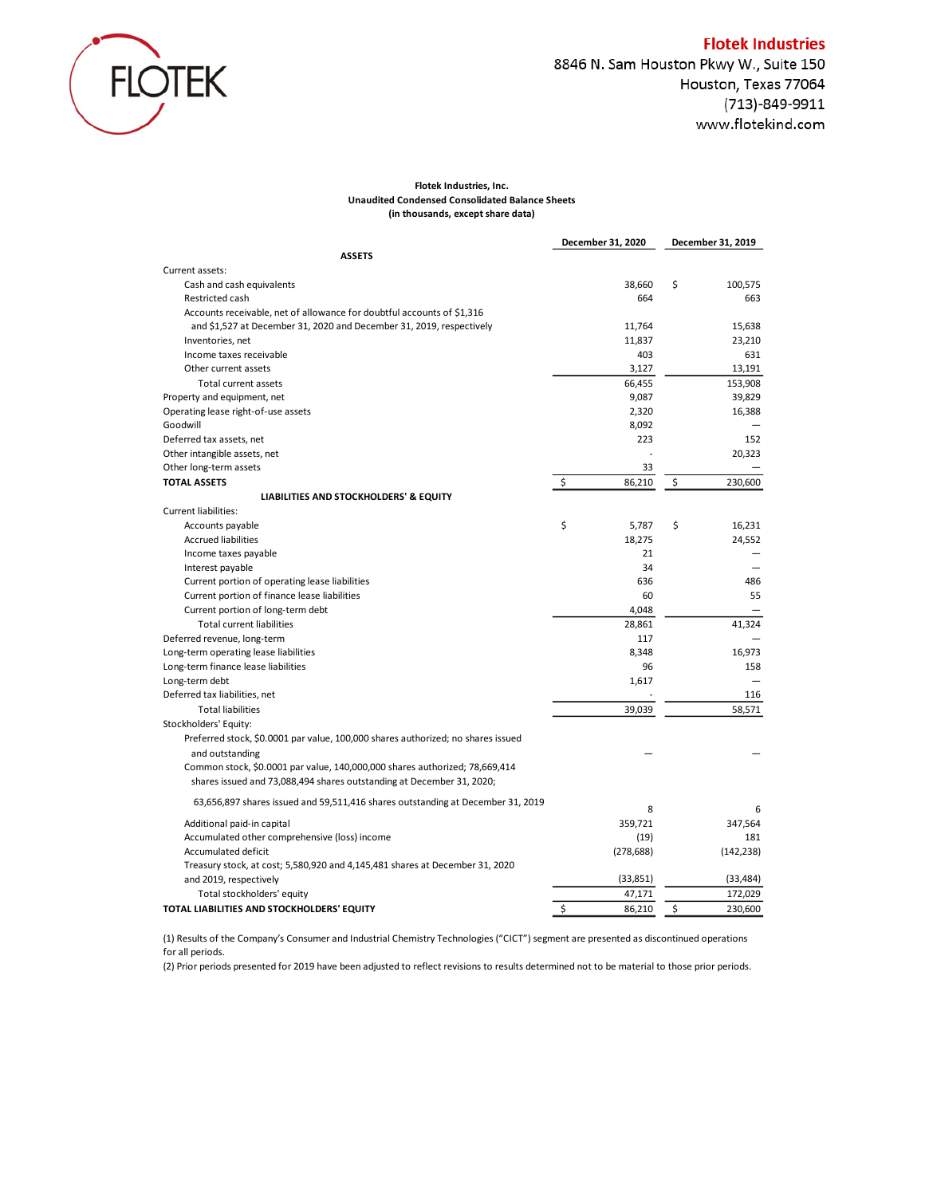**Flotek Industries**
8846 N. Sam Houston Pkwy W., Suite 150
Houston, Texas 77064
(713)-849-9911
www.flotekind.com

**Flotek Industries, Inc.**
**Unaudited Condensed Consolidated Balance Sheets**
**(in thousands, except share data)**

| | December 31, 2020 | December 31, 2019 |
|---|---|---|
| **ASSETS** | | |
| Current assets: | | |
| Cash and cash equivalents | 38,660 | $ 100,575 |
| Restricted cash | 664 | 663 |
| Accounts receivable, net of allowance for doubtful accounts of $1,316 and $1,527 at December 31, 2020 and December 31, 2019, respectively | 11,764 | 15,638 |
| Inventories, net | 11,837 | 23,210 |
| Income taxes receivable | 403 | 631 |
| Other current assets | 3,127 | 13,191 |
| Total current assets | 66,455 | 153,908 |
| Property and equipment, net | 9,087 | 39,829 |
| Operating lease right-of-use assets | 2,320 | 16,388 |
| Goodwill | 8,092 | — |
| Deferred tax assets, net | 223 | 152 |
| Other intangible assets, net | - | 20,323 |
| Other long-term assets | 33 | — |
| **TOTAL ASSETS** | $ 86,210 | $ 230,600 |
| **LIABILITIES AND STOCKHOLDERS' & EQUITY** | | |
| Current liabilities: | | |
| Accounts payable | $ 5,787 | $ 16,231 |
| Accrued liabilities | 18,275 | 24,552 |
| Income taxes payable | 21 | — |
| Interest payable | 34 | — |
| Current portion of operating lease liabilities | 636 | 486 |
| Current portion of finance lease liabilities | 60 | 55 |
| Current portion of long-term debt | 4,048 | — |
| Total current liabilities | 28,861 | 41,324 |
| Deferred revenue, long-term | 117 | — |
| Long-term operating lease liabilities | 8,348 | 16,973 |
| Long-term finance lease liabilities | 96 | 158 |
| Long-term debt | 1,617 | — |
| Deferred tax liabilities, net | - | 116 |
| Total liabilities | 39,039 | 58,571 |
| Stockholders' Equity: | | |
| Preferred stock, $0.0001 par value, 100,000 shares authorized; no shares issued and outstanding | — | — |
| Common stock, $0.0001 par value, 140,000,000 shares authorized; 78,669,414 shares issued and 73,088,494 shares outstanding at December 31, 2020; 63,656,897 shares issued and 59,511,416 shares outstanding at December 31, 2019 | 8 | 6 |
| Additional paid-in capital | 359,721 | 347,564 |
| Accumulated other comprehensive (loss) income | (19) | 181 |
| Accumulated deficit | (278,688) | (142,238) |
| Treasury stock, at cost; 5,580,920 and 4,145,481 shares at December 31, 2020 and 2019, respectively | (33,851) | (33,484) |
| Total stockholders' equity | 47,171 | 172,029 |
| **TOTAL LIABILITIES AND STOCKHOLDERS' EQUITY** | $ 86,210 | $ 230,600 |

(1) Results of the Company's Consumer and Industrial Chemistry Technologies ("CICT") segment are presented as discontinued operations for all periods.

(2) Prior periods presented for 2019 have been adjusted to reflect revisions to results determined not to be material to those prior periods.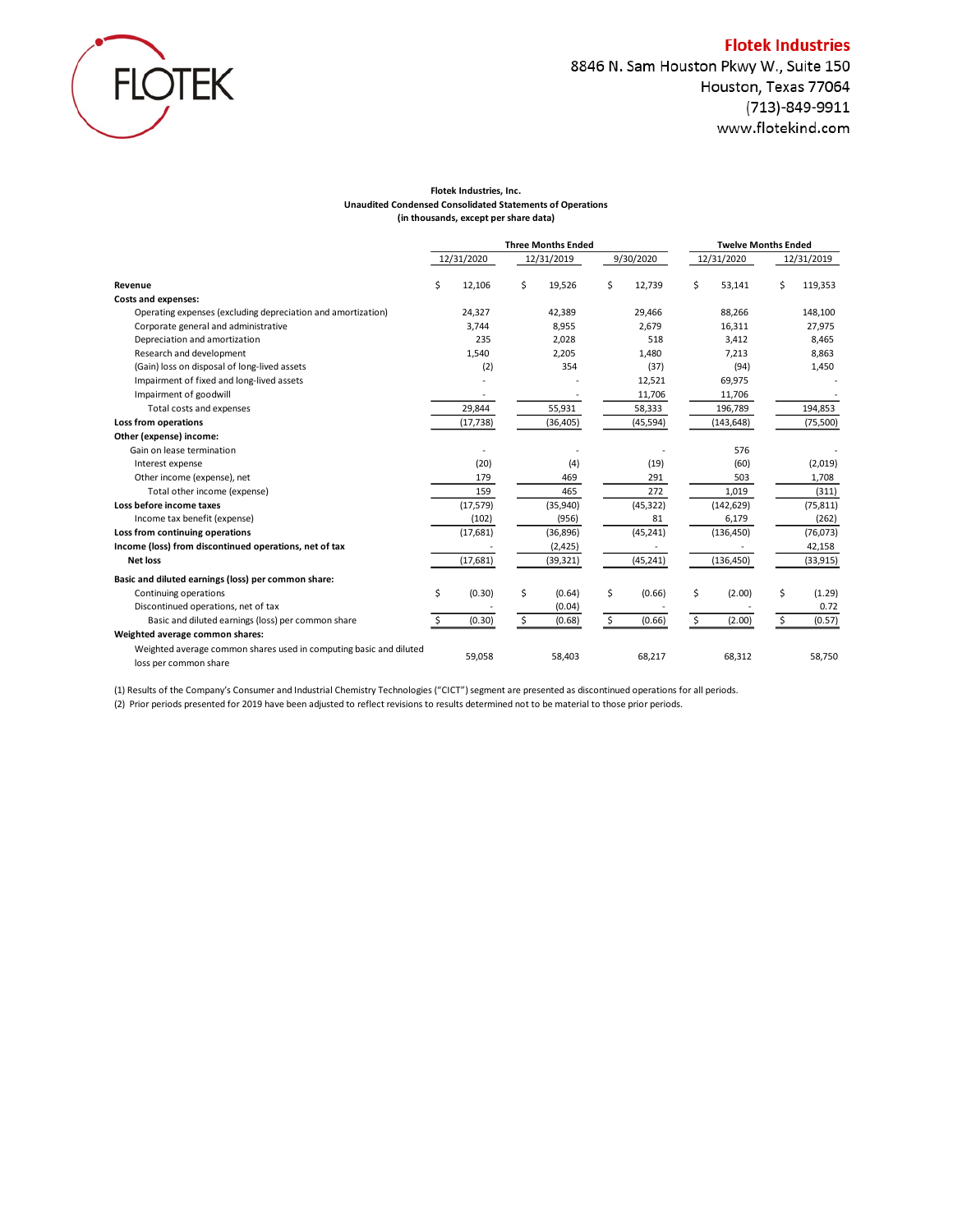# Flotek Industries

8846 N. Sam Houston Pkwy W., Suite 150
Houston, Texas 77064
(713)-849-9911
www.flotekind.com

**Flotek Industries, Inc.**
**Unaudited Condensed Consolidated Statements of Operations**
**(in thousands, except per share data)**

| | Three Months Ended | | | Twelve Months Ended | |
|---|---|---|---|---|---|
| | 12/31/2020 | 12/31/2019 | 9/30/2020 | 12/31/2020 | 12/31/2019 |
| **Revenue** | $ 12,106 | $ 19,526 | $ 12,739 | $ 53,141 | $ 119,353 |
| **Costs and expenses:** | | | | | |
| Operating expenses (excluding depreciation and amortization) | 24,327 | 42,389 | 29,466 | 88,266 | 148,100 |
| Corporate general and administrative | 3,744 | 8,955 | 2,679 | 16,311 | 27,975 |
| Depreciation and amortization | 235 | 2,028 | 518 | 3,412 | 8,465 |
| Research and development | 1,540 | 2,205 | 1,480 | 7,213 | 8,863 |
| (Gain) loss on disposal of long-lived assets | (2) | 354 | (37) | (94) | 1,450 |
| Impairment of fixed and long-lived assets | - | - | 12,521 | 69,975 | - |
| Impairment of goodwill | - | - | 11,706 | 11,706 | - |
| Total costs and expenses | 29,844 | 55,931 | 58,333 | 196,789 | 194,853 |
| **Loss from operations** | (17,738) | (36,405) | (45,594) | (143,648) | (75,500) |
| **Other (expense) income:** | | | | | |
| Gain on lease termination | - | - | - | 576 | - |
| Interest expense | (20) | (4) | (19) | (60) | (2,019) |
| Other income (expense), net | 179 | 469 | 291 | 503 | 1,708 |
| Total other income (expense) | 159 | 465 | 272 | 1,019 | (311) |
| **Loss before income taxes** | (17,579) | (35,940) | (45,322) | (142,629) | (75,811) |
| Income tax benefit (expense) | (102) | (956) | 81 | 6,179 | (262) |
| **Loss from continuing operations** | (17,681) | (36,896) | (45,241) | (136,450) | (76,073) |
| **Income (loss) from discontinued operations, net of tax** | - | (2,425) | - | - | 42,158 |
| **Net loss** | (17,681) | (39,321) | (45,241) | (136,450) | (33,915) |
| **Basic and diluted earnings (loss) per common share:** | | | | | |
| Continuing operations | $ (0.30) | $ (0.64) | $ (0.66) | $ (2.00) | $ (1.29) |
| Discontinued operations, net of tax | - | (0.04) | - | - | 0.72 |
| Basic and diluted earnings (loss) per common share | $ (0.30) | $ (0.68) | $ (0.66) | $ (2.00) | $ (0.57) |
| **Weighted average common shares:** | | | | | |
| Weighted average common shares used in computing basic and diluted loss per common share | 59,058 | 58,403 | 68,217 | 68,312 | 58,750 |

(1) Results of the Company's Consumer and Industrial Chemistry Technologies ("CICT") segment are presented as discontinued operations for all periods.
(2) Prior periods presented for 2019 have been adjusted to reflect revisions to results determined not to be material to those prior periods.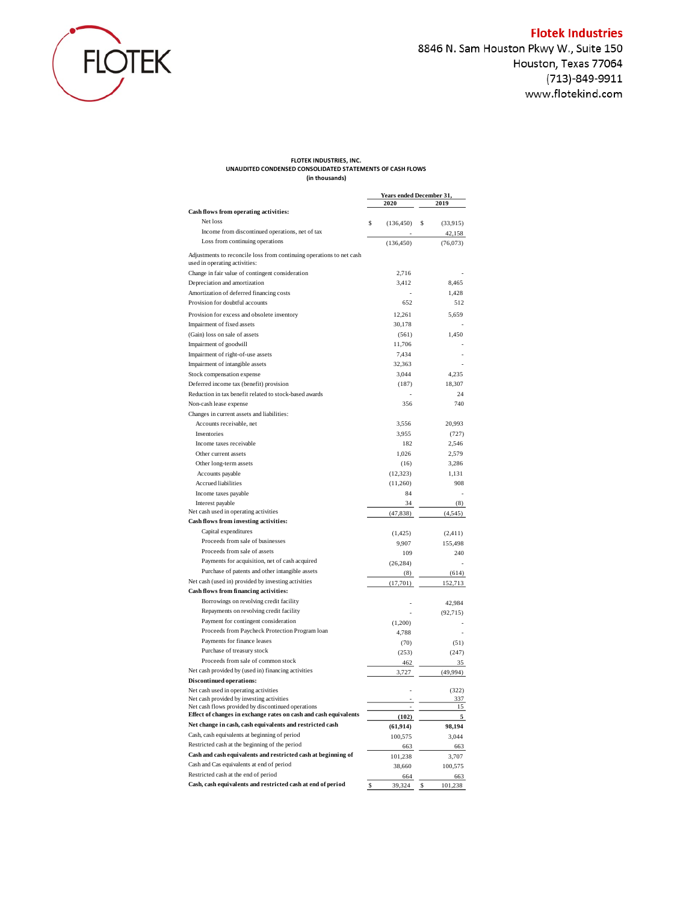**Flotek Industries**
8846 N. Sam Houston Pkwy W., Suite 150
Houston, Texas 77064
(713)-849-9911
www.flotekind.com

**FLOTEK INDUSTRIES, INC.**
**UNAUDITED CONDENSED CONSOLIDATED STATEMENTS OF CASH FLOWS**
**(in thousands)**

| | Years ended December 31, | |
|---|---|---|
| | 2020 | 2019 |
| **Cash flows from operating activities:** | | |
| Net loss | $ (136,450) | $ (33,915) |
| Income from discontinued operations, net of tax | - | 42,158 |
| Loss from continuing operations | (136,450) | (76,073) |
| Adjustments to reconcile loss from continuing operations to net cash used in operating activities: | | |
| Change in fair value of contingent consideration | 2,716 | - |
| Depreciation and amortization | 3,412 | 8,465 |
| Amortization of deferred financing costs | - | 1,428 |
| Provision for doubtful accounts | 652 | 512 |
| Provision for excess and obsolete inventory | 12,261 | 5,659 |
| Impairment of fixed assets | 30,178 | - |
| (Gain) loss on sale of assets | (561) | 1,450 |
| Impairment of goodwill | 11,706 | - |
| Impairment of right-of-use assets | 7,434 | - |
| Impairment of intangible assets | 32,363 | - |
| Stock compensation expense | 3,044 | 4,235 |
| Deferred income tax (benefit) provision | (187) | 18,307 |
| Reduction in tax benefit related to stock-based awards | - | 24 |
| Non-cash lease expense | 356 | 740 |
| Changes in current assets and liabilities: | | |
| Accounts receivable, net | 3,556 | 20,993 |
| Inventories | 3,955 | (727) |
| Income taxes receivable | 182 | 2,546 |
| Other current assets | 1,026 | 2,579 |
| Other long-term assets | (16) | 3,286 |
| Accounts payable | (12,323) | 1,131 |
| Accrued liabilities | (11,260) | 908 |
| Income taxes payable | 84 | - |
| Interest payable | 34 | (8) |
| Net cash used in operating activities | (47,838) | (4,545) |
| **Cash flows from investing activities:** | | |
| Capital expenditures | (1,425) | (2,411) |
| Proceeds from sale of businesses | 9,907 | 155,498 |
| Proceeds from sale of assets | 109 | 240 |
| Payments for acquisition, net of cash acquired | (26,284) | - |
| Purchase of patents and other intangible assets | (8) | (614) |
| Net cash (used in) provided by investing activities | (17,701) | 152,713 |
| **Cash flows from financing activities:** | | |
| Borrowings on revolving credit facility | - | 42,984 |
| Repayments on revolving credit facility | - | (92,715) |
| Payment for contingent consideration | (1,200) | - |
| Proceeds from Paycheck Protection Program loan | 4,788 | - |
| Payments for finance leases | (70) | (51) |
| Purchase of treasury stock | (253) | (247) |
| Proceeds from sale of common stock | 462 | 35 |
| Net cash provided by (used in) financing activities | 3,727 | (49,994) |
| **Discontinued operations:** | | |
| Net cash used in operating activities | - | (322) |
| Net cash provided by investing activities | - | 337 |
| Net cash flows provided by discontinued operations | - | 15 |
| **Effect of changes in exchange rates on cash and cash equivalents** | **(102)** | **5** |
| **Net change in cash, cash equivalents and restricted cash** | **(61,914)** | **98,194** |
| Cash, cash equivalents at beginning of period | 100,575 | 3,044 |
| Restricted cash at the beginning of the period | 663 | 663 |
| **Cash and cash equivalents and restricted cash at beginning of** | 101,238 | 3,707 |
| Cash and Cas equivalents at end of period | 38,660 | 100,575 |
| Restricted cash at the end of period | 664 | 663 |
| **Cash, cash equivalents and restricted cash at end of period** | $ 39,324 | $ 101,238 |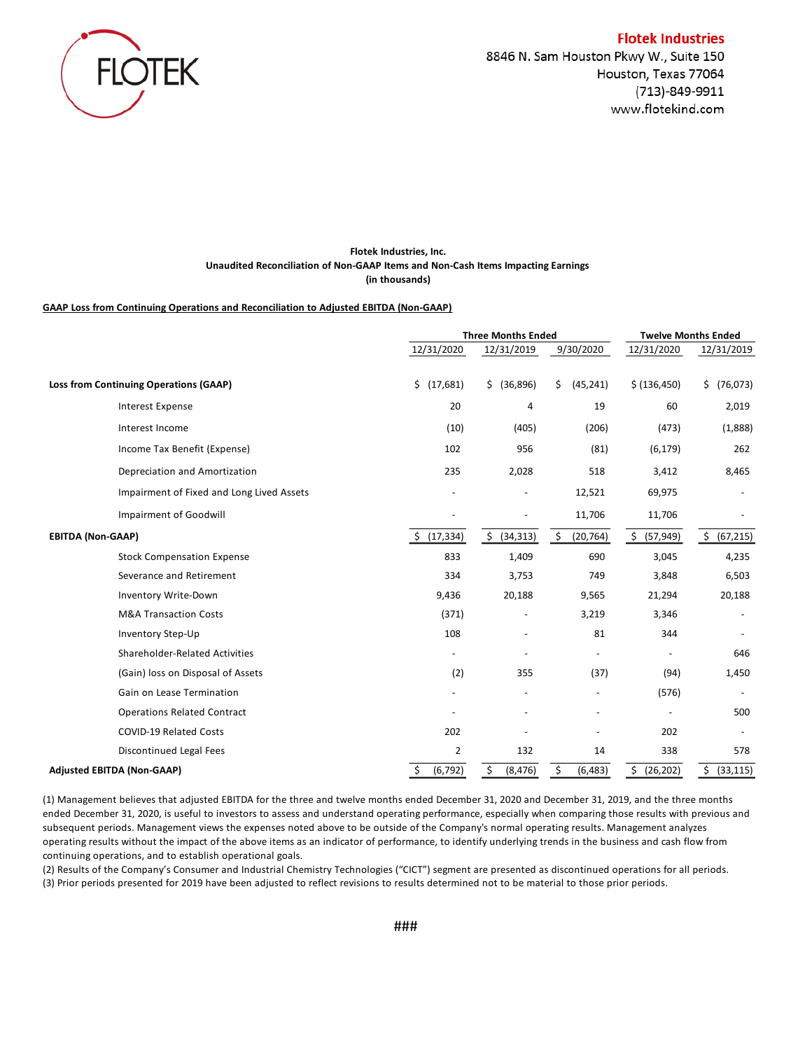**Flotek Industries**
8846 N. Sam Houston Pkwy W., Suite 150
Houston, Texas 77064
(713)-849-9911
www.flotekind.com

**Flotek Industries, Inc.**
**Unaudited Reconciliation of Non-GAAP Items and Non-Cash Items Impacting Earnings**
**(in thousands)**

**GAAP Loss from Continuing Operations and Reconciliation to Adjusted EBITDA (Non-GAAP)**

| | Three Months Ended | | | Twelve Months Ended | |
|---|---|---|---|---|---|
| | 12/31/2020 | 12/31/2019 | 9/30/2020 | 12/31/2020 | 12/31/2019 |
| **Loss from Continuing Operations (GAAP)** | $ (17,681) | $ (36,896) | $ (45,241) | $ (136,450) | $ (76,073) |
| Interest Expense | 20 | 4 | 19 | 60 | 2,019 |
| Interest Income | (10) | (405) | (206) | (473) | (1,888) |
| Income Tax Benefit (Expense) | 102 | 956 | (81) | (6,179) | 262 |
| Depreciation and Amortization | 235 | 2,028 | 518 | 3,412 | 8,465 |
| Impairment of Fixed and Long Lived Assets | - | - | 12,521 | 69,975 | - |
| Impairment of Goodwill | - | - | 11,706 | 11,706 | - |
| **EBITDA (Non-GAAP)** | $ (17,334) | $ (34,313) | $ (20,764) | $ (57,949) | $ (67,215) |
| Stock Compensation Expense | 833 | 1,409 | 690 | 3,045 | 4,235 |
| Severance and Retirement | 334 | 3,753 | 749 | 3,848 | 6,503 |
| Inventory Write-Down | 9,436 | 20,188 | 9,565 | 21,294 | 20,188 |
| M&A Transaction Costs | (371) | - | 3,219 | 3,346 | - |
| Inventory Step-Up | 108 | - | 81 | 344 | - |
| Shareholder-Related Activities | - | - | - | - | 646 |
| (Gain) loss on Disposal of Assets | (2) | 355 | (37) | (94) | 1,450 |
| Gain on Lease Termination | - | - | - | (576) | - |
| Operations Related Contract | - | - | - | - | 500 |
| COVID-19 Related Costs | 202 | - | - | 202 | - |
| Discontinued Legal Fees | 2 | 132 | 14 | 338 | 578 |
| **Adjusted EBITDA (Non-GAAP)** | $ (6,792) | $ (8,476) | $ (6,483) | $ (26,202) | $ (33,115) |

(1) Management believes that adjusted EBITDA for the three and twelve months ended December 31, 2020 and December 31, 2019, and the three months ended December 31, 2020, is useful to investors to assess and understand operating performance, especially when comparing those results with previous and subsequent periods. Management views the expenses noted above to be outside of the Company's normal operating results. Management analyzes operating results without the impact of the above items as an indicator of performance, to identify underlying trends in the business and cash flow from continuing operations, and to establish operational goals.
(2) Results of the Company's Consumer and Industrial Chemistry Technologies ("CICT") segment are presented as discontinued operations for all periods.
(3) Prior periods presented for 2019 have been adjusted to reflect revisions to results determined not to be material to those prior periods.

###